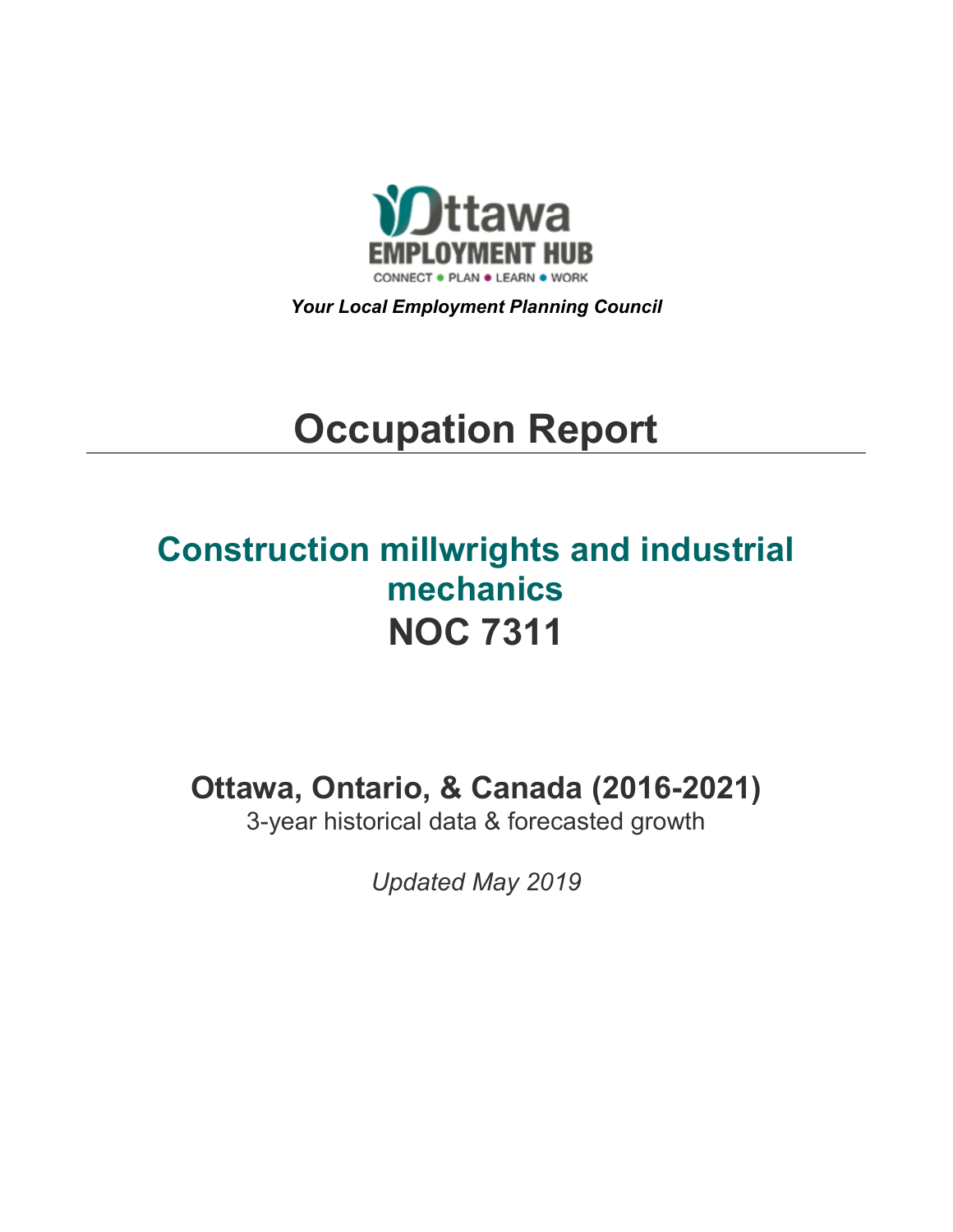Ottawa
EMPLOYMENT HUB
CONNECT • PLAN • LEARN • WORK

***Your Local Employment Planning Council***

# Occupation Report

## Construction millwrights and industrial mechanics
## NOC 7311

### Ottawa, Ontario, & Canada (2016-2021)

3-year historical data & forecasted growth

*Updated May 2019*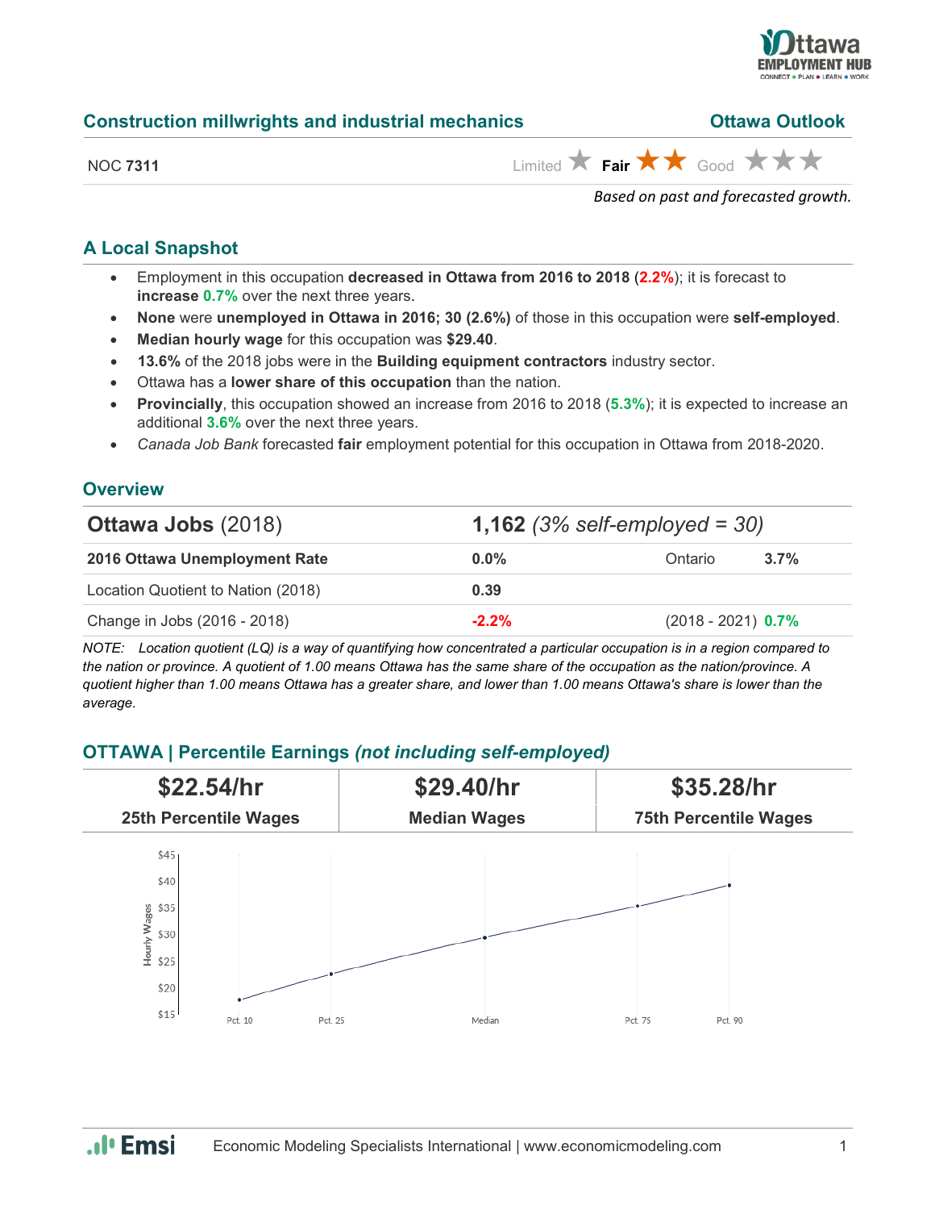## Construction millwrights and industrial mechanics

**Ottawa Outlook**

NOC **7311**

Limited ★ **Fair** ★★ Good ★★★

*Based on past and forecasted growth.*

## A Local Snapshot

- Employment in this occupation **decreased in Ottawa from 2016 to 2018** (**2.2%**); it is forecast to **increase 0.7%** over the next three years.
- **None** were **unemployed in Ottawa in 2016; 30 (2.6%)** of those in this occupation were **self-employed**.
- **Median hourly wage** for this occupation was **$29.40**.
- **13.6%** of the 2018 jobs were in the **Building equipment contractors** industry sector.
- Ottawa has a **lower share of this occupation** than the nation.
- **Provincially**, this occupation showed an increase from 2016 to 2018 (**5.3%**); it is expected to increase an additional **3.6%** over the next three years.
- *Canada Job Bank* forecasted **fair** employment potential for this occupation in Ottawa from 2018-2020.

## Overview

| **Ottawa Jobs** (2018) | **1,162** *(3% self-employed = 30)* | | |
|---|---|---|---|
| **2016 Ottawa Unemployment Rate** | **0.0%** | Ontario | **3.7%** |
| Location Quotient to Nation (2018) | **0.39** | | |
| Change in Jobs (2016 - 2018) | **-2.2%** | (2018 - 2021) | **0.7%** |

*NOTE: Location quotient (LQ) is a way of quantifying how concentrated a particular occupation is in a region compared to the nation or province. A quotient of 1.00 means Ottawa has the same share of the occupation as the nation/province. A quotient higher than 1.00 means Ottawa has a greater share, and lower than 1.00 means Ottawa's share is lower than the average.*

## OTTAWA | Percentile Earnings *(not including self-employed)*

| **$22.54/hr** | **$29.40/hr** | **$35.28/hr** |
|---|---|---|
| **25th Percentile Wages** | **Median Wages** | **75th Percentile Wages** |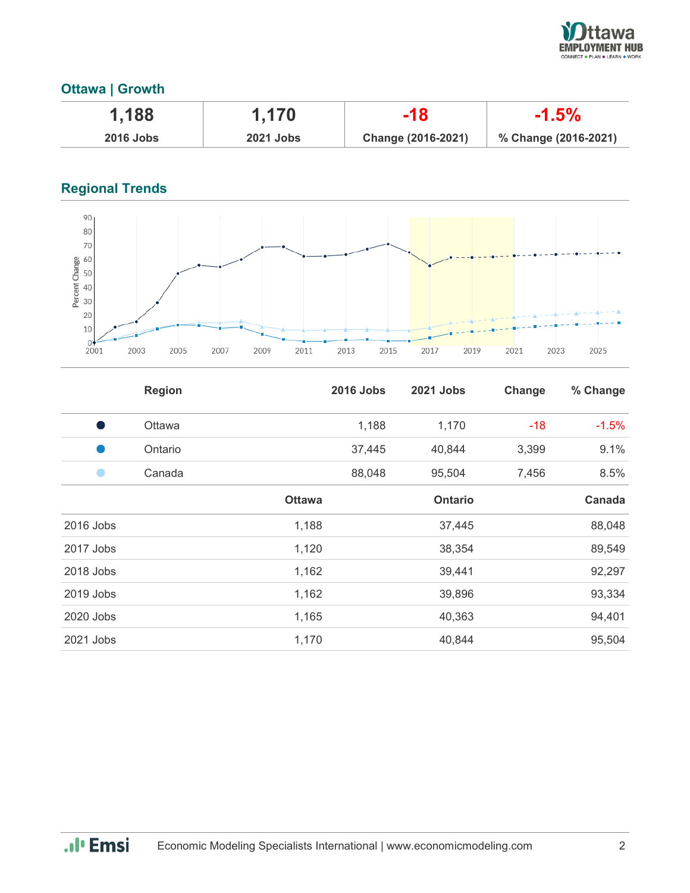## Ottawa | Growth

| 1,188 | 1,170 | -18 | -1.5% |
|---|---|---|---|
| 2016 Jobs | 2021 Jobs | Change (2016-2021) | % Change (2016-2021) |

## Regional Trends

| | Region | 2016 Jobs | 2021 Jobs | Change | % Change |
|---|---|---|---|---|---|
| ● | Ottawa | 1,188 | 1,170 | -18 | -1.5% |
| ● | Ontario | 37,445 | 40,844 | 3,399 | 9.1% |
| ● | Canada | 88,048 | 95,504 | 7,456 | 8.5% |

| | Ottawa | Ontario | Canada |
|---|---|---|---|
| 2016 Jobs | 1,188 | 37,445 | 88,048 |
| 2017 Jobs | 1,120 | 38,354 | 89,549 |
| 2018 Jobs | 1,162 | 39,441 | 92,297 |
| 2019 Jobs | 1,162 | 39,896 | 93,334 |
| 2020 Jobs | 1,165 | 40,363 | 94,401 |
| 2021 Jobs | 1,170 | 40,844 | 95,504 |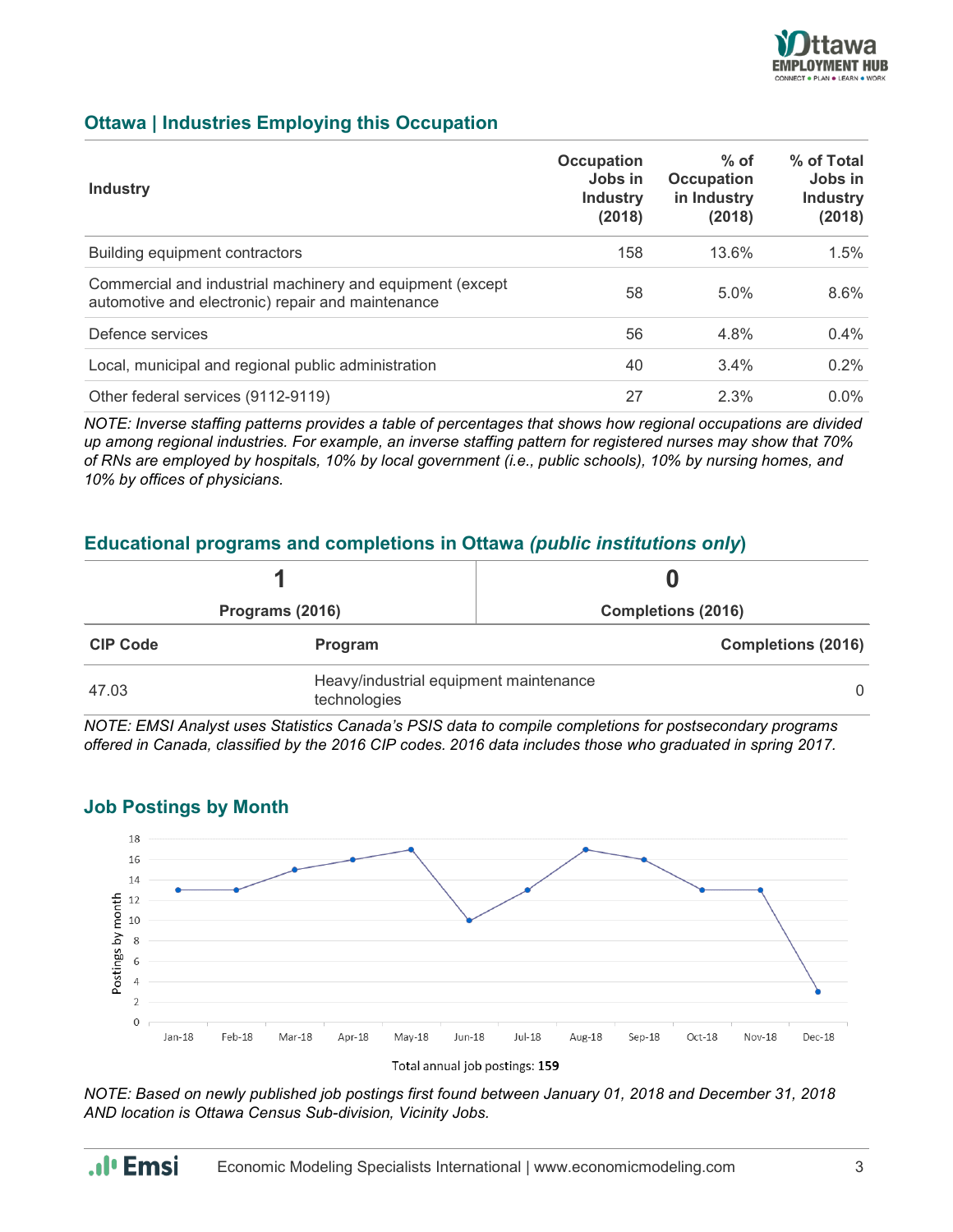## Ottawa | Industries Employing this Occupation

| Industry | Occupation Jobs in Industry (2018) | % of Occupation in Industry (2018) | % of Total Jobs in Industry (2018) |
|---|---|---|---|
| Building equipment contractors | 158 | 13.6% | 1.5% |
| Commercial and industrial machinery and equipment (except automotive and electronic) repair and maintenance | 58 | 5.0% | 8.6% |
| Defence services | 56 | 4.8% | 0.4% |
| Local, municipal and regional public administration | 40 | 3.4% | 0.2% |
| Other federal services (9112-9119) | 27 | 2.3% | 0.0% |

*NOTE: Inverse staffing patterns provides a table of percentages that shows how regional occupations are divided up among regional industries. For example, an inverse staffing pattern for registered nurses may show that 70% of RNs are employed by hospitals, 10% by local government (i.e., public schools), 10% by nursing homes, and 10% by offices of physicians.*

## Educational programs and completions in Ottawa *(public institutions only)*

| 1 | 0 |
|---|---|
| Programs (2016) | Completions (2016) |

| CIP Code | Program | Completions (2016) |
|---|---|---|
| 47.03 | Heavy/industrial equipment maintenance technologies | 0 |

*NOTE: EMSI Analyst uses Statistics Canada's PSIS data to compile completions for postsecondary programs offered in Canada, classified by the 2016 CIP codes. 2016 data includes those who graduated in spring 2017.*

## Job Postings by Month

| Month | Postings by month |
|---|---|
| Jan-18 | 13 |
| Feb-18 | 13 |
| Mar-18 | 15 |
| Apr-18 | 16 |
| May-18 | 17 |
| Jun-18 | 10 |
| Jul-18 | 13 |
| Aug-18 | 17 |
| Sep-18 | 16 |
| Oct-18 | 13 |
| Nov-18 | 13 |
| Dec-18 | 3 |

Total annual job postings: **159**

*NOTE: Based on newly published job postings first found between January 01, 2018 and December 31, 2018 AND location is Ottawa Census Sub-division, Vicinity Jobs.*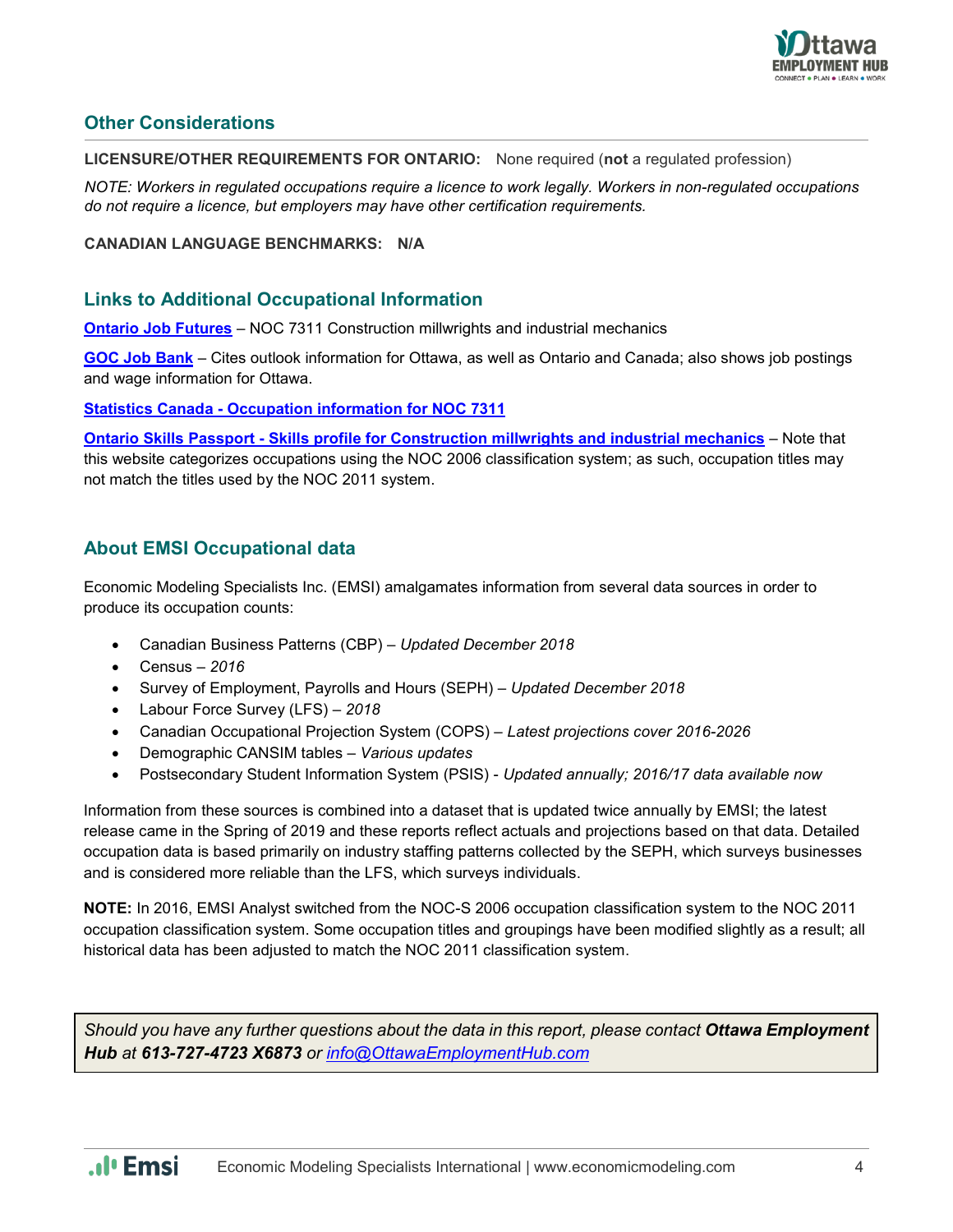## Other Considerations

**LICENSURE/OTHER REQUIREMENTS FOR ONTARIO:** None required (**not** a regulated profession)

*NOTE: Workers in regulated occupations require a licence to work legally. Workers in non-regulated occupations do not require a licence, but employers may have other certification requirements.*

**CANADIAN LANGUAGE BENCHMARKS: N/A**

## Links to Additional Occupational Information

**Ontario Job Futures** – NOC 7311 Construction millwrights and industrial mechanics

**GOC Job Bank** – Cites outlook information for Ottawa, as well as Ontario and Canada; also shows job postings and wage information for Ottawa.

**Statistics Canada - Occupation information for NOC 7311**

**Ontario Skills Passport - Skills profile for Construction millwrights and industrial mechanics** – Note that this website categorizes occupations using the NOC 2006 classification system; as such, occupation titles may not match the titles used by the NOC 2011 system.

## About EMSI Occupational data

Economic Modeling Specialists Inc. (EMSI) amalgamates information from several data sources in order to produce its occupation counts:

- Canadian Business Patterns (CBP) – *Updated December 2018*
- Census – *2016*
- Survey of Employment, Payrolls and Hours (SEPH) – *Updated December 2018*
- Labour Force Survey (LFS) – *2018*
- Canadian Occupational Projection System (COPS) – *Latest projections cover 2016-2026*
- Demographic CANSIM tables – *Various updates*
- Postsecondary Student Information System (PSIS) - *Updated annually; 2016/17 data available now*

Information from these sources is combined into a dataset that is updated twice annually by EMSI; the latest release came in the Spring of 2019 and these reports reflect actuals and projections based on that data. Detailed occupation data is based primarily on industry staffing patterns collected by the SEPH, which surveys businesses and is considered more reliable than the LFS, which surveys individuals.

**NOTE:** In 2016, EMSI Analyst switched from the NOC-S 2006 occupation classification system to the NOC 2011 occupation classification system. Some occupation titles and groupings have been modified slightly as a result; all historical data has been adjusted to match the NOC 2011 classification system.

*Should you have any further questions about the data in this report, please contact **Ottawa Employment Hub** at **613-727-4723 X6873** or info@OttawaEmploymentHub.com*